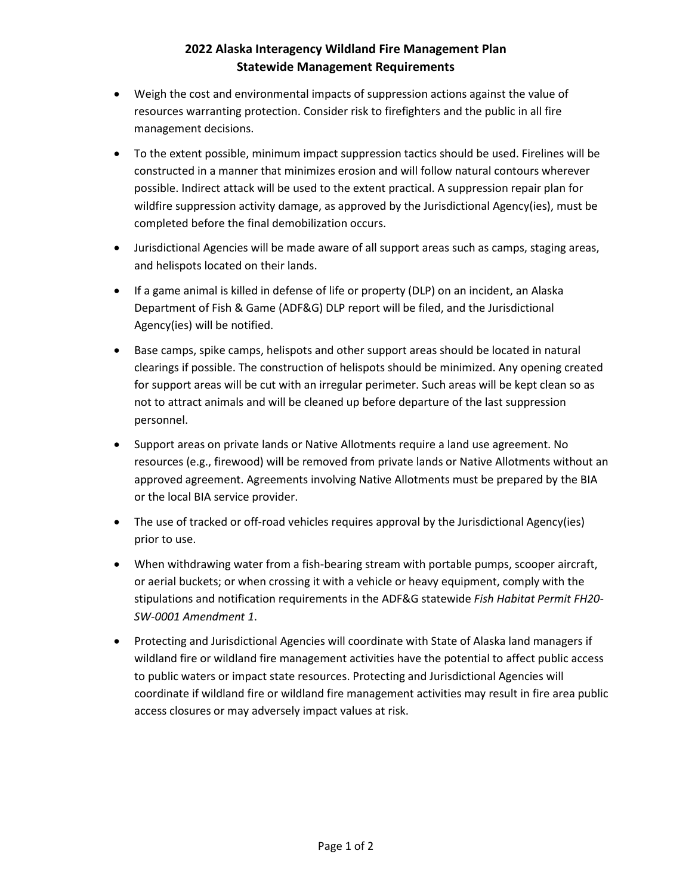# 2022 Alaska Interagency Wildland Fire Management Plan
## Statewide Management Requirements

- Weigh the cost and environmental impacts of suppression actions against the value of resources warranting protection. Consider risk to firefighters and the public in all fire management decisions.
- To the extent possible, minimum impact suppression tactics should be used. Firelines will be constructed in a manner that minimizes erosion and will follow natural contours wherever possible. Indirect attack will be used to the extent practical. A suppression repair plan for wildfire suppression activity damage, as approved by the Jurisdictional Agency(ies), must be completed before the final demobilization occurs.
- Jurisdictional Agencies will be made aware of all support areas such as camps, staging areas, and helispots located on their lands.
- If a game animal is killed in defense of life or property (DLP) on an incident, an Alaska Department of Fish & Game (ADF&G) DLP report will be filed, and the Jurisdictional Agency(ies) will be notified.
- Base camps, spike camps, helispots and other support areas should be located in natural clearings if possible. The construction of helispots should be minimized. Any opening created for support areas will be cut with an irregular perimeter. Such areas will be kept clean so as not to attract animals and will be cleaned up before departure of the last suppression personnel.
- Support areas on private lands or Native Allotments require a land use agreement. No resources (e.g., firewood) will be removed from private lands or Native Allotments without an approved agreement. Agreements involving Native Allotments must be prepared by the BIA or the local BIA service provider.
- The use of tracked or off-road vehicles requires approval by the Jurisdictional Agency(ies) prior to use.
- When withdrawing water from a fish-bearing stream with portable pumps, scooper aircraft, or aerial buckets; or when crossing it with a vehicle or heavy equipment, comply with the stipulations and notification requirements in the ADF&G statewide *Fish Habitat Permit FH20-SW-0001 Amendment 1*.
- Protecting and Jurisdictional Agencies will coordinate with State of Alaska land managers if wildland fire or wildland fire management activities have the potential to affect public access to public waters or impact state resources. Protecting and Jurisdictional Agencies will coordinate if wildland fire or wildland fire management activities may result in fire area public access closures or may adversely impact values at risk.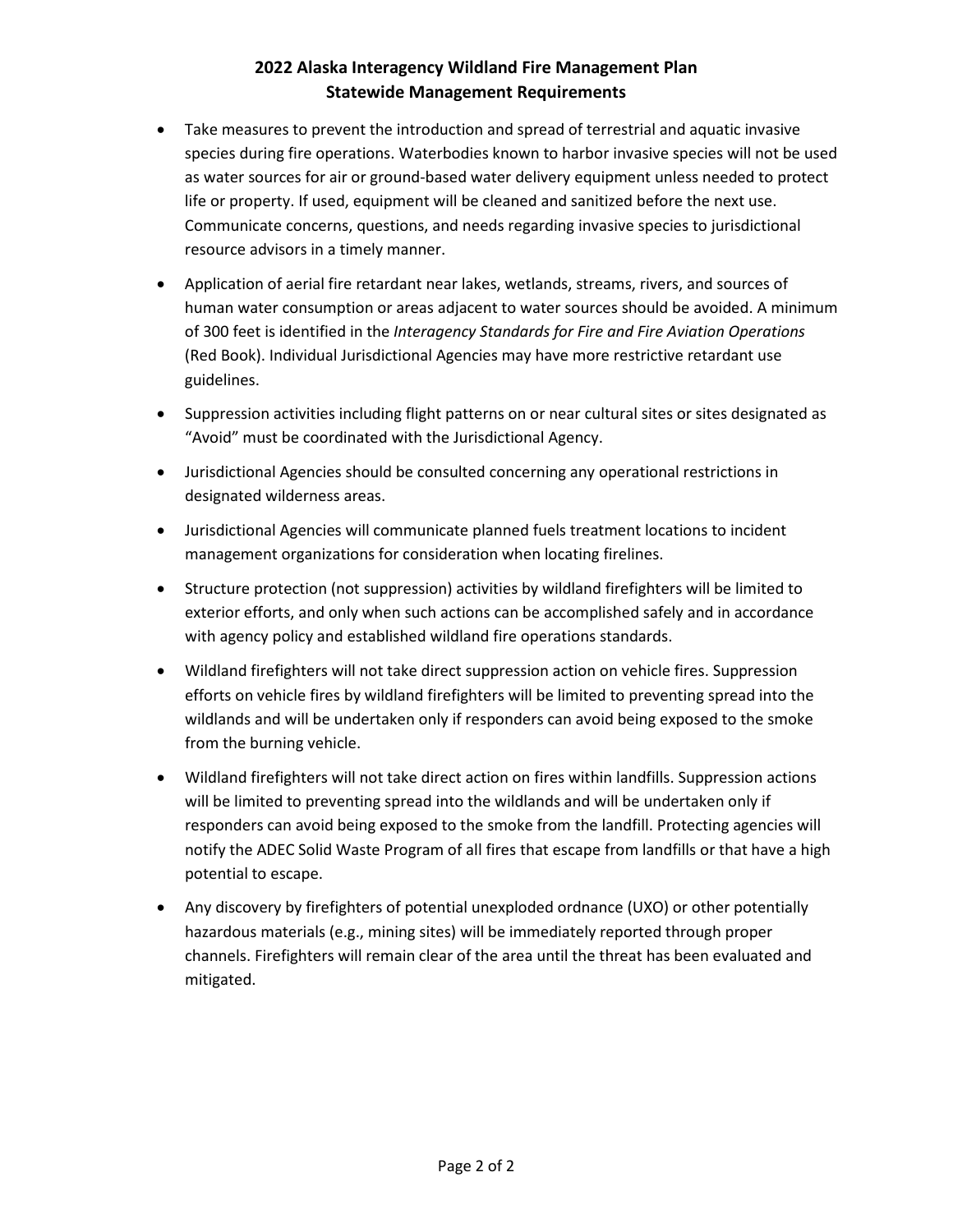**2022 Alaska Interagency Wildland Fire Management Plan**
**Statewide Management Requirements**

- Take measures to prevent the introduction and spread of terrestrial and aquatic invasive species during fire operations. Waterbodies known to harbor invasive species will not be used as water sources for air or ground-based water delivery equipment unless needed to protect life or property. If used, equipment will be cleaned and sanitized before the next use. Communicate concerns, questions, and needs regarding invasive species to jurisdictional resource advisors in a timely manner.
- Application of aerial fire retardant near lakes, wetlands, streams, rivers, and sources of human water consumption or areas adjacent to water sources should be avoided. A minimum of 300 feet is identified in the *Interagency Standards for Fire and Fire Aviation Operations* (Red Book). Individual Jurisdictional Agencies may have more restrictive retardant use guidelines.
- Suppression activities including flight patterns on or near cultural sites or sites designated as "Avoid" must be coordinated with the Jurisdictional Agency.
- Jurisdictional Agencies should be consulted concerning any operational restrictions in designated wilderness areas.
- Jurisdictional Agencies will communicate planned fuels treatment locations to incident management organizations for consideration when locating firelines.
- Structure protection (not suppression) activities by wildland firefighters will be limited to exterior efforts, and only when such actions can be accomplished safely and in accordance with agency policy and established wildland fire operations standards.
- Wildland firefighters will not take direct suppression action on vehicle fires. Suppression efforts on vehicle fires by wildland firefighters will be limited to preventing spread into the wildlands and will be undertaken only if responders can avoid being exposed to the smoke from the burning vehicle.
- Wildland firefighters will not take direct action on fires within landfills. Suppression actions will be limited to preventing spread into the wildlands and will be undertaken only if responders can avoid being exposed to the smoke from the landfill. Protecting agencies will notify the ADEC Solid Waste Program of all fires that escape from landfills or that have a high potential to escape.
- Any discovery by firefighters of potential unexploded ordnance (UXO) or other potentially hazardous materials (e.g., mining sites) will be immediately reported through proper channels. Firefighters will remain clear of the area until the threat has been evaluated and mitigated.